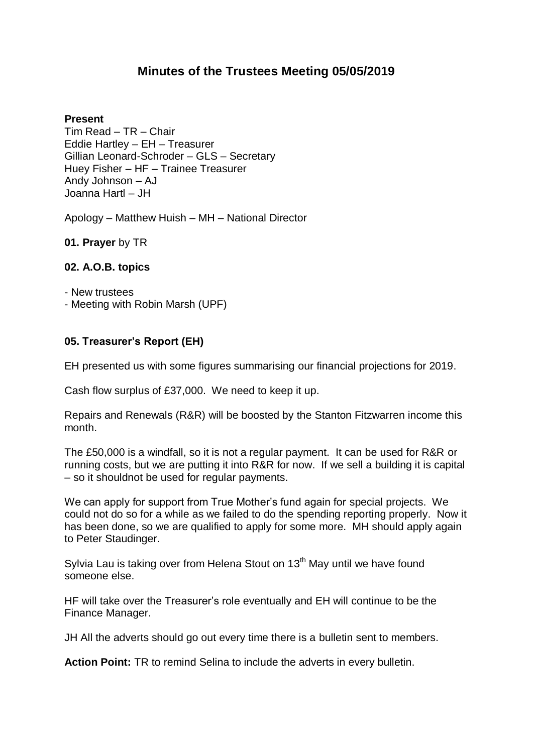# Minutes of the Trustees Meeting 05/05/2019

**Present**

Tim Read – TR – Chair
Eddie Hartley – EH – Treasurer
Gillian Leonard-Schroder – GLS – Secretary
Huey Fisher – HF – Trainee Treasurer
Andy Johnson – AJ
Joanna Hartl – JH

Apology – Matthew Huish – MH – National Director

**01. Prayer** by TR

**02. A.O.B. topics**

- New trustees
- Meeting with Robin Marsh (UPF)

**05. Treasurer's Report (EH)**

EH presented us with some figures summarising our financial projections for 2019.

Cash flow surplus of £37,000. We need to keep it up.

Repairs and Renewals (R&R) will be boosted by the Stanton Fitzwarren income this month.

The £50,000 is a windfall, so it is not a regular payment. It can be used for R&R or running costs, but we are putting it into R&R for now. If we sell a building it is capital – so it shouldnot be used for regular payments.

We can apply for support from True Mother's fund again for special projects. We could not do so for a while as we failed to do the spending reporting properly. Now it has been done, so we are qualified to apply for some more. MH should apply again to Peter Staudinger.

Sylvia Lau is taking over from Helena Stout on 13th May until we have found someone else.

HF will take over the Treasurer's role eventually and EH will continue to be the Finance Manager.

JH All the adverts should go out every time there is a bulletin sent to members.

**Action Point:** TR to remind Selina to include the adverts in every bulletin.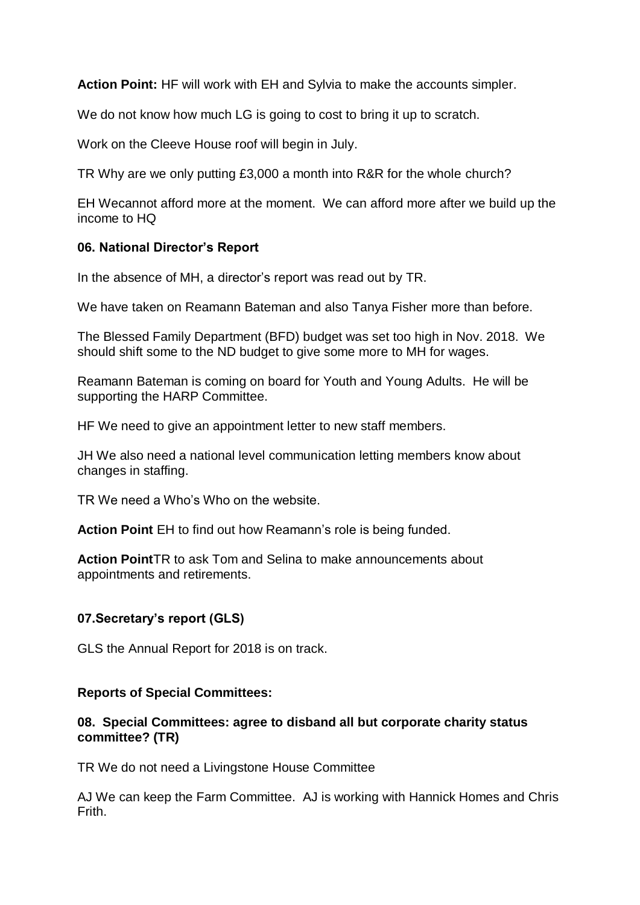**Action Point:** HF will work with EH and Sylvia to make the accounts simpler.

We do not know how much LG is going to cost to bring it up to scratch.

Work on the Cleeve House roof will begin in July.

TR Why are we only putting £3,000 a month into R&R for the whole church?

EH Wecannot afford more at the moment. We can afford more after we build up the income to HQ

**06. National Director's Report**

In the absence of MH, a director's report was read out by TR.

We have taken on Reamann Bateman and also Tanya Fisher more than before.

The Blessed Family Department (BFD) budget was set too high in Nov. 2018. We should shift some to the ND budget to give some more to MH for wages.

Reamann Bateman is coming on board for Youth and Young Adults. He will be supporting the HARP Committee.

HF We need to give an appointment letter to new staff members.

JH We also need a national level communication letting members know about changes in staffing.

TR We need a Who's Who on the website.

**Action Point** EH to find out how Reamann's role is being funded.

**Action Point**TR to ask Tom and Selina to make announcements about appointments and retirements.

**07.Secretary's report (GLS)**

GLS the Annual Report for 2018 is on track.

**Reports of Special Committees:**

**08. Special Committees: agree to disband all but corporate charity status committee? (TR)**

TR We do not need a Livingstone House Committee

AJ We can keep the Farm Committee. AJ is working with Hannick Homes and Chris Frith.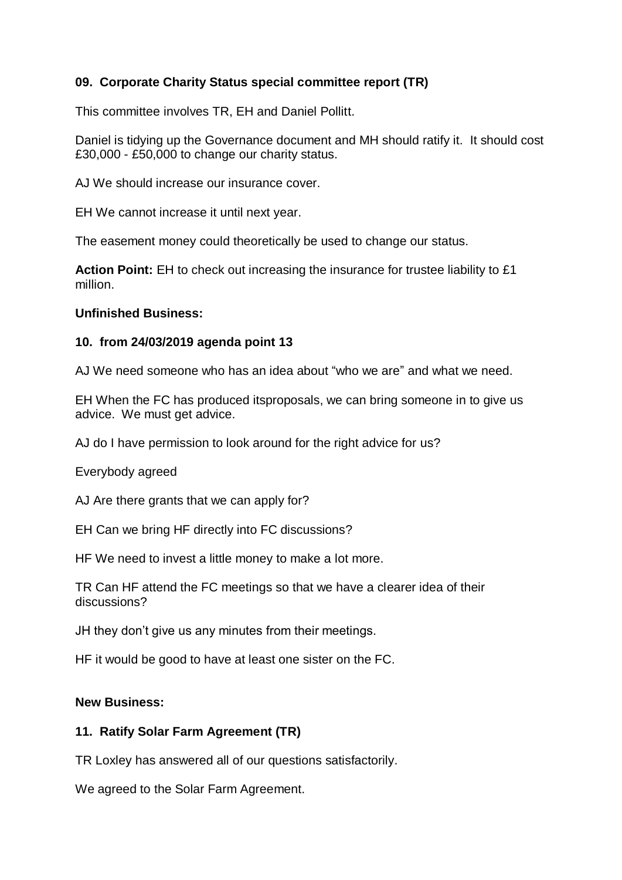**09. Corporate Charity Status special committee report (TR)**

This committee involves TR, EH and Daniel Pollitt.

Daniel is tidying up the Governance document and MH should ratify it. It should cost £30,000 - £50,000 to change our charity status.

AJ We should increase our insurance cover.

EH We cannot increase it until next year.

The easement money could theoretically be used to change our status.

**Action Point:** EH to check out increasing the insurance for trustee liability to £1 million.

**Unfinished Business:**

**10. from 24/03/2019 agenda point 13**

AJ We need someone who has an idea about "who we are" and what we need.

EH When the FC has produced itsproposals, we can bring someone in to give us advice. We must get advice.

AJ do I have permission to look around for the right advice for us?

Everybody agreed

AJ Are there grants that we can apply for?

EH Can we bring HF directly into FC discussions?

HF We need to invest a little money to make a lot more.

TR Can HF attend the FC meetings so that we have a clearer idea of their discussions?

JH they don't give us any minutes from their meetings.

HF it would be good to have at least one sister on the FC.

**New Business:**

**11. Ratify Solar Farm Agreement (TR)**

TR Loxley has answered all of our questions satisfactorily.

We agreed to the Solar Farm Agreement.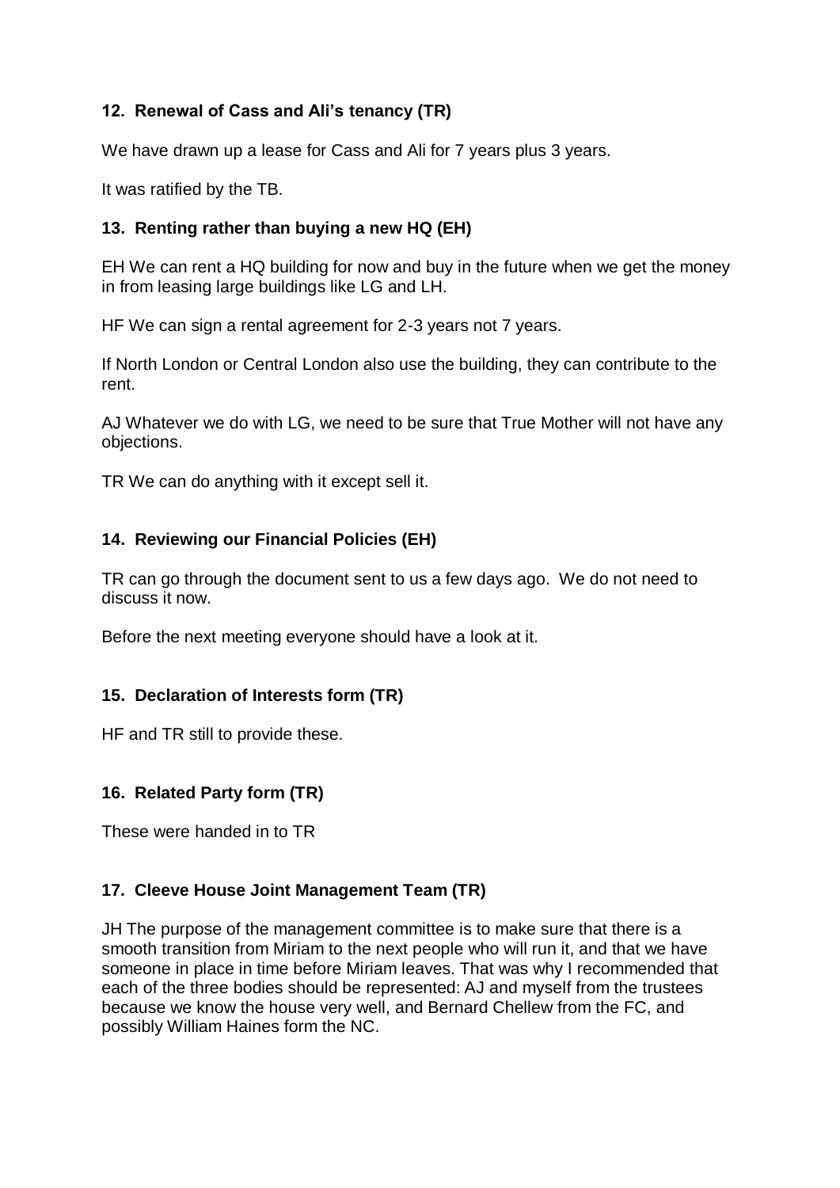### 12. Renewal of Cass and Ali's tenancy (TR)

We have drawn up a lease for Cass and Ali for 7 years plus 3 years.

It was ratified by the TB.

### 13. Renting rather than buying a new HQ (EH)

EH We can rent a HQ building for now and buy in the future when we get the money in from leasing large buildings like LG and LH.

HF We can sign a rental agreement for 2-3 years not 7 years.

If North London or Central London also use the building, they can contribute to the rent.

AJ Whatever we do with LG, we need to be sure that True Mother will not have any objections.

TR We can do anything with it except sell it.

### 14. Reviewing our Financial Policies (EH)

TR can go through the document sent to us a few days ago. We do not need to discuss it now.

Before the next meeting everyone should have a look at it.

### 15. Declaration of Interests form (TR)

HF and TR still to provide these.

### 16. Related Party form (TR)

These were handed in to TR

### 17. Cleeve House Joint Management Team (TR)

JH The purpose of the management committee is to make sure that there is a smooth transition from Miriam to the next people who will run it, and that we have someone in place in time before Miriam leaves. That was why I recommended that each of the three bodies should be represented: AJ and myself from the trustees because we know the house very well, and Bernard Chellew from the FC, and possibly William Haines form the NC.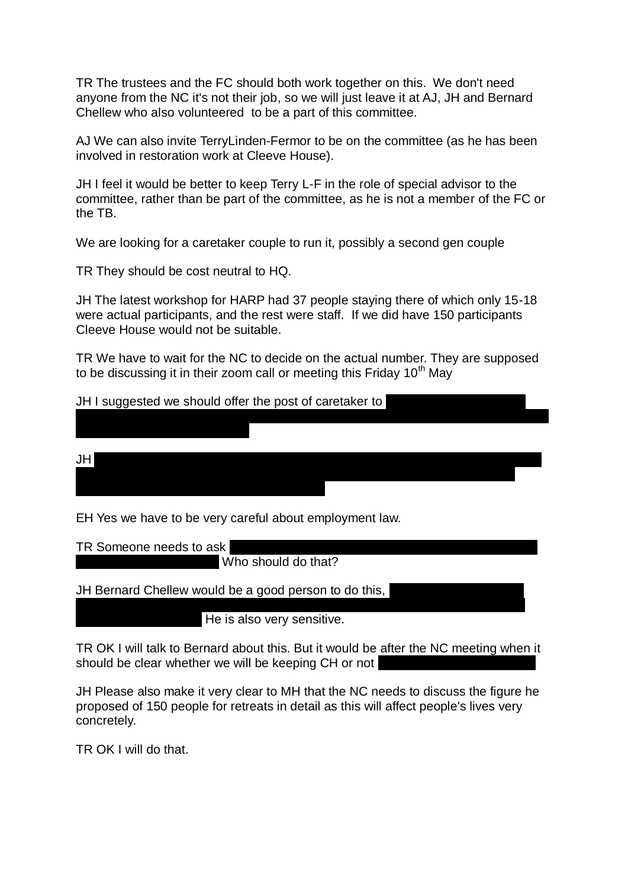TR The trustees and the FC should both work together on this. We don't need anyone from the NC it's not their job, so we will just leave it at AJ, JH and Bernard Chellew who also volunteered to be a part of this committee.

AJ We can also invite TerryLinden-Fermor to be on the committee (as he has been involved in restoration work at Cleeve House).

JH I feel it would be better to keep Terry L-F in the role of special advisor to the committee, rather than be part of the committee, as he is not a member of the FC or the TB.

We are looking for a caretaker couple to run it, possibly a second gen couple

TR They should be cost neutral to HQ.

JH The latest workshop for HARP had 37 people staying there of which only 15-18 were actual participants, and the rest were staff. If we did have 150 participants Cleeve House would not be suitable.

TR We have to wait for the NC to decide on the actual number. They are supposed to be discussing it in their zoom call or meeting this Friday 10th May

JH I suggested we should offer the post of caretaker to

JH

EH Yes we have to be very careful about employment law.

TR Someone needs to ask Who should do that?

JH Bernard Chellew would be a good person to do this, He is also very sensitive.

TR OK I will talk to Bernard about this. But it would be after the NC meeting when it should be clear whether we will be keeping CH or not

JH Please also make it very clear to MH that the NC needs to discuss the figure he proposed of 150 people for retreats in detail as this will affect people's lives very concretely.

TR OK I will do that.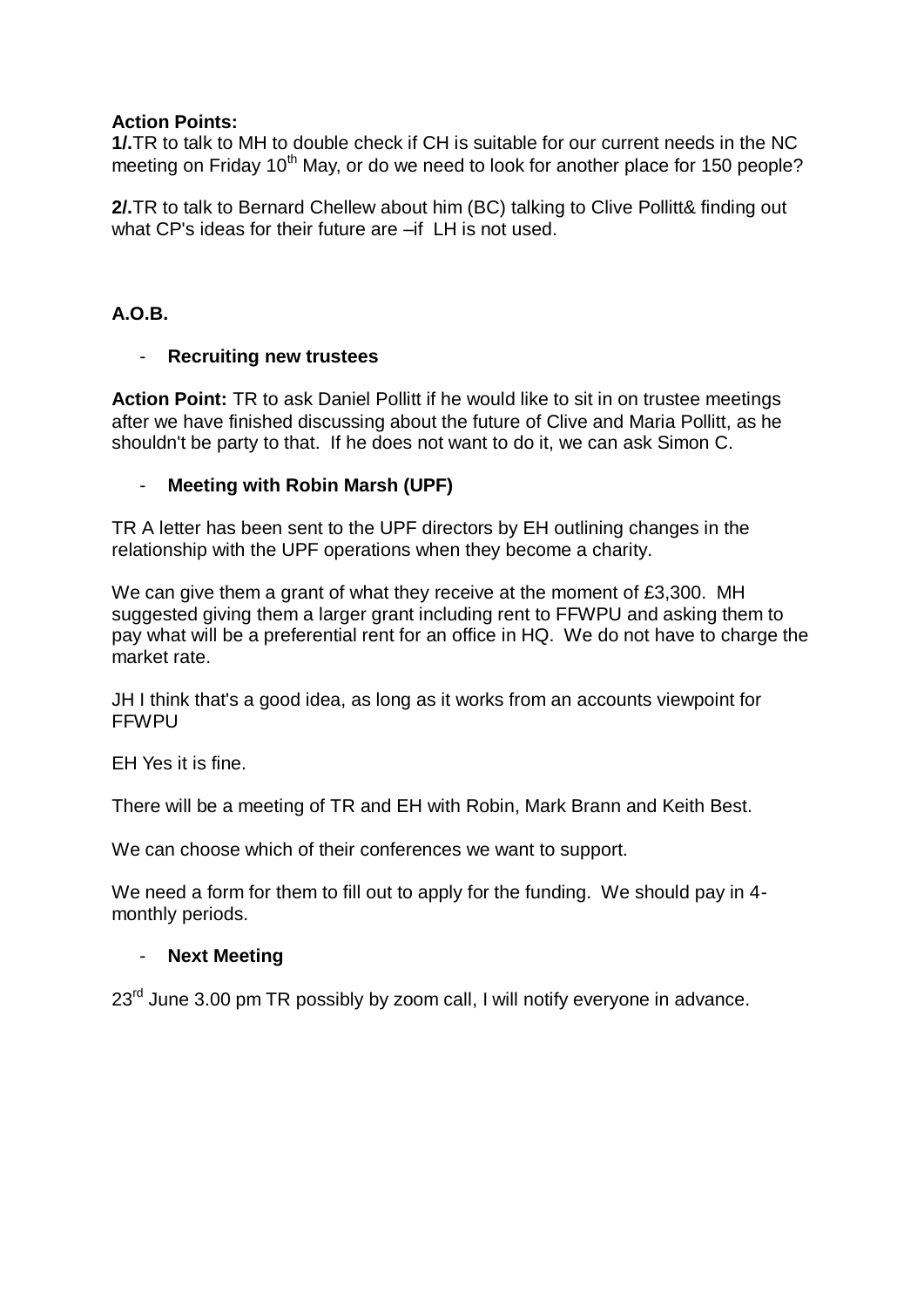**Action Points:**

**1/.**TR to talk to MH to double check if CH is suitable for our current needs in the NC meeting on Friday 10th May, or do we need to look for another place for 150 people?

**2/.**TR to talk to Bernard Chellew about him (BC) talking to Clive Pollitt& finding out what CP's ideas for their future are –if LH is not used.

**A.O.B.**

- **Recruiting new trustees**

**Action Point:** TR to ask Daniel Pollitt if he would like to sit in on trustee meetings after we have finished discussing about the future of Clive and Maria Pollitt, as he shouldn't be party to that. If he does not want to do it, we can ask Simon C.

- **Meeting with Robin Marsh (UPF)**

TR A letter has been sent to the UPF directors by EH outlining changes in the relationship with the UPF operations when they become a charity.

We can give them a grant of what they receive at the moment of £3,300. MH suggested giving them a larger grant including rent to FFWPU and asking them to pay what will be a preferential rent for an office in HQ. We do not have to charge the market rate.

JH I think that's a good idea, as long as it works from an accounts viewpoint for FFWPU

EH Yes it is fine.

There will be a meeting of TR and EH with Robin, Mark Brann and Keith Best.

We can choose which of their conferences we want to support.

We need a form for them to fill out to apply for the funding. We should pay in 4-monthly periods.

- **Next Meeting**

23rd June 3.00 pm TR possibly by zoom call, I will notify everyone in advance.